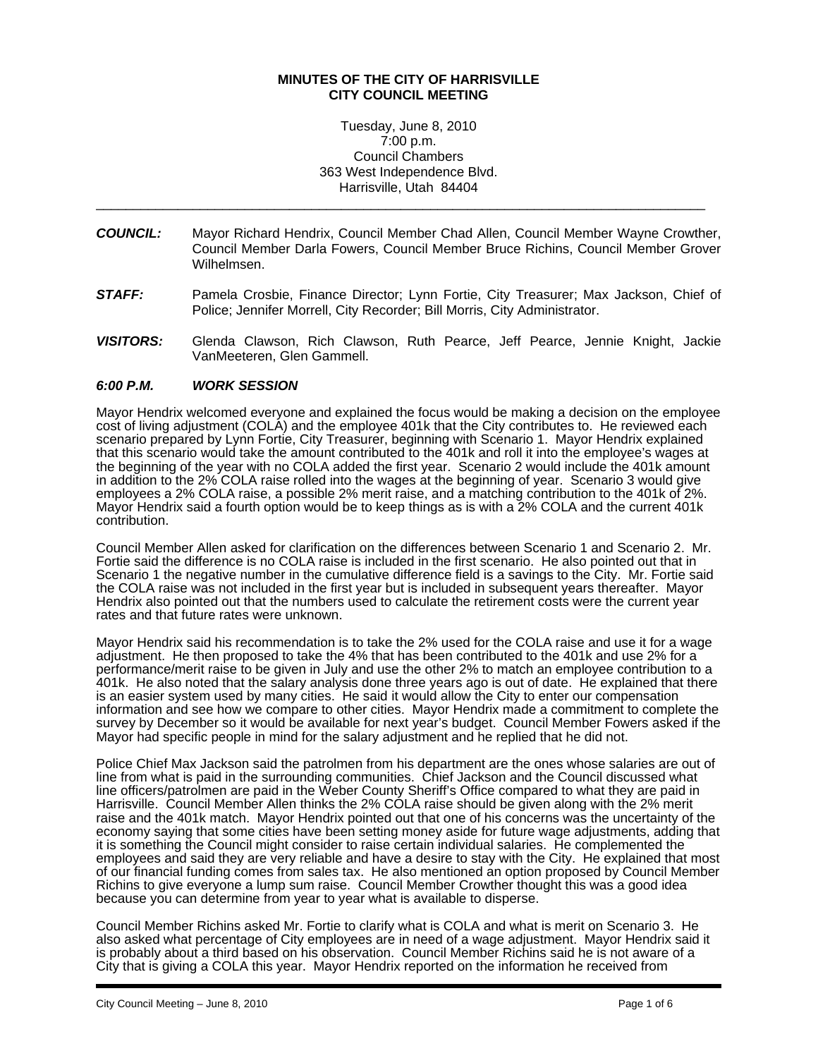# MINUTES OF THE CITY OF HARRISVILLE
# CITY COUNCIL MEETING

Tuesday, June 8, 2010
7:00 p.m.
Council Chambers
363 West Independence Blvd.
Harrisville, Utah 84404

---

***COUNCIL:*** Mayor Richard Hendrix, Council Member Chad Allen, Council Member Wayne Crowther, Council Member Darla Fowers, Council Member Bruce Richins, Council Member Grover Wilhelmsen.

***STAFF:*** Pamela Crosbie, Finance Director; Lynn Fortie, City Treasurer; Max Jackson, Chief of Police; Jennifer Morrell, City Recorder; Bill Morris, City Administrator.

***VISITORS:*** Glenda Clawson, Rich Clawson, Ruth Pearce, Jeff Pearce, Jennie Knight, Jackie VanMeeteren, Glen Gammell.

### *6:00 P.M. WORK SESSION*

Mayor Hendrix welcomed everyone and explained the focus would be making a decision on the employee cost of living adjustment (COLA) and the employee 401k that the City contributes to. He reviewed each scenario prepared by Lynn Fortie, City Treasurer, beginning with Scenario 1. Mayor Hendrix explained that this scenario would take the amount contributed to the 401k and roll it into the employee's wages at the beginning of the year with no COLA added the first year. Scenario 2 would include the 401k amount in addition to the 2% COLA raise rolled into the wages at the beginning of year. Scenario 3 would give employees a 2% COLA raise, a possible 2% merit raise, and a matching contribution to the 401k of 2%. Mayor Hendrix said a fourth option would be to keep things as is with a 2% COLA and the current 401k contribution.

Council Member Allen asked for clarification on the differences between Scenario 1 and Scenario 2. Mr. Fortie said the difference is no COLA raise is included in the first scenario. He also pointed out that in Scenario 1 the negative number in the cumulative difference field is a savings to the City. Mr. Fortie said the COLA raise was not included in the first year but is included in subsequent years thereafter. Mayor Hendrix also pointed out that the numbers used to calculate the retirement costs were the current year rates and that future rates were unknown.

Mayor Hendrix said his recommendation is to take the 2% used for the COLA raise and use it for a wage adjustment. He then proposed to take the 4% that has been contributed to the 401k and use 2% for a performance/merit raise to be given in July and use the other 2% to match an employee contribution to a 401k. He also noted that the salary analysis done three years ago is out of date. He explained that there is an easier system used by many cities. He said it would allow the City to enter our compensation information and see how we compare to other cities. Mayor Hendrix made a commitment to complete the survey by December so it would be available for next year's budget. Council Member Fowers asked if the Mayor had specific people in mind for the salary adjustment and he replied that he did not.

Police Chief Max Jackson said the patrolmen from his department are the ones whose salaries are out of line from what is paid in the surrounding communities. Chief Jackson and the Council discussed what line officers/patrolmen are paid in the Weber County Sheriff's Office compared to what they are paid in Harrisville. Council Member Allen thinks the 2% COLA raise should be given along with the 2% merit raise and the 401k match. Mayor Hendrix pointed out that one of his concerns was the uncertainty of the economy saying that some cities have been setting money aside for future wage adjustments, adding that it is something the Council might consider to raise certain individual salaries. He complemented the employees and said they are very reliable and have a desire to stay with the City. He explained that most of our financial funding comes from sales tax. He also mentioned an option proposed by Council Member Richins to give everyone a lump sum raise. Council Member Crowther thought this was a good idea because you can determine from year to year what is available to disperse.

Council Member Richins asked Mr. Fortie to clarify what is COLA and what is merit on Scenario 3. He also asked what percentage of City employees are in need of a wage adjustment. Mayor Hendrix said it is probably about a third based on his observation. Council Member Richins said he is not aware of a City that is giving a COLA this year. Mayor Hendrix reported on the information he received from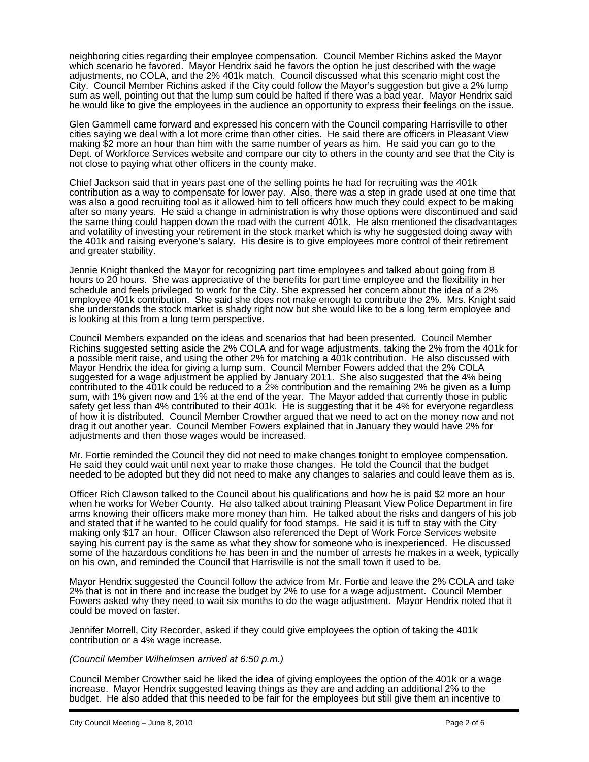neighboring cities regarding their employee compensation. Council Member Richins asked the Mayor which scenario he favored. Mayor Hendrix said he favors the option he just described with the wage adjustments, no COLA, and the 2% 401k match. Council discussed what this scenario might cost the City. Council Member Richins asked if the City could follow the Mayor's suggestion but give a 2% lump sum as well, pointing out that the lump sum could be halted if there was a bad year. Mayor Hendrix said he would like to give the employees in the audience an opportunity to express their feelings on the issue.

Glen Gammell came forward and expressed his concern with the Council comparing Harrisville to other cities saying we deal with a lot more crime than other cities. He said there are officers in Pleasant View making $2 more an hour than him with the same number of years as him. He said you can go to the Dept. of Workforce Services website and compare our city to others in the county and see that the City is not close to paying what other officers in the county make.

Chief Jackson said that in years past one of the selling points he had for recruiting was the 401k contribution as a way to compensate for lower pay. Also, there was a step in grade used at one time that was also a good recruiting tool as it allowed him to tell officers how much they could expect to be making after so many years. He said a change in administration is why those options were discontinued and said the same thing could happen down the road with the current 401k. He also mentioned the disadvantages and volatility of investing your retirement in the stock market which is why he suggested doing away with the 401k and raising everyone's salary. His desire is to give employees more control of their retirement and greater stability.

Jennie Knight thanked the Mayor for recognizing part time employees and talked about going from 8 hours to 20 hours. She was appreciative of the benefits for part time employee and the flexibility in her schedule and feels privileged to work for the City. She expressed her concern about the idea of a 2% employee 401k contribution. She said she does not make enough to contribute the 2%. Mrs. Knight said she understands the stock market is shady right now but she would like to be a long term employee and is looking at this from a long term perspective.

Council Members expanded on the ideas and scenarios that had been presented. Council Member Richins suggested setting aside the 2% COLA and for wage adjustments, taking the 2% from the 401k for a possible merit raise, and using the other 2% for matching a 401k contribution. He also discussed with Mayor Hendrix the idea for giving a lump sum. Council Member Fowers added that the 2% COLA suggested for a wage adjustment be applied by January 2011. She also suggested that the 4% being contributed to the 401k could be reduced to a 2% contribution and the remaining 2% be given as a lump sum, with 1% given now and 1% at the end of the year. The Mayor added that currently those in public safety get less than 4% contributed to their 401k. He is suggesting that it be 4% for everyone regardless of how it is distributed. Council Member Crowther argued that we need to act on the money now and not drag it out another year. Council Member Fowers explained that in January they would have 2% for adjustments and then those wages would be increased.

Mr. Fortie reminded the Council they did not need to make changes tonight to employee compensation. He said they could wait until next year to make those changes. He told the Council that the budget needed to be adopted but they did not need to make any changes to salaries and could leave them as is.

Officer Rich Clawson talked to the Council about his qualifications and how he is paid $2 more an hour when he works for Weber County. He also talked about training Pleasant View Police Department in fire arms knowing their officers make more money than him. He talked about the risks and dangers of his job and stated that if he wanted to he could qualify for food stamps. He said it is tuff to stay with the City making only $17 an hour. Officer Clawson also referenced the Dept of Work Force Services website saying his current pay is the same as what they show for someone who is inexperienced. He discussed some of the hazardous conditions he has been in and the number of arrests he makes in a week, typically on his own, and reminded the Council that Harrisville is not the small town it used to be.

Mayor Hendrix suggested the Council follow the advice from Mr. Fortie and leave the 2% COLA and take 2% that is not in there and increase the budget by 2% to use for a wage adjustment. Council Member Fowers asked why they need to wait six months to do the wage adjustment. Mayor Hendrix noted that it could be moved on faster.

Jennifer Morrell, City Recorder, asked if they could give employees the option of taking the 401k contribution or a 4% wage increase.

*(Council Member Wilhelmsen arrived at 6:50 p.m.)*

Council Member Crowther said he liked the idea of giving employees the option of the 401k or a wage increase. Mayor Hendrix suggested leaving things as they are and adding an additional 2% to the budget. He also added that this needed to be fair for the employees but still give them an incentive to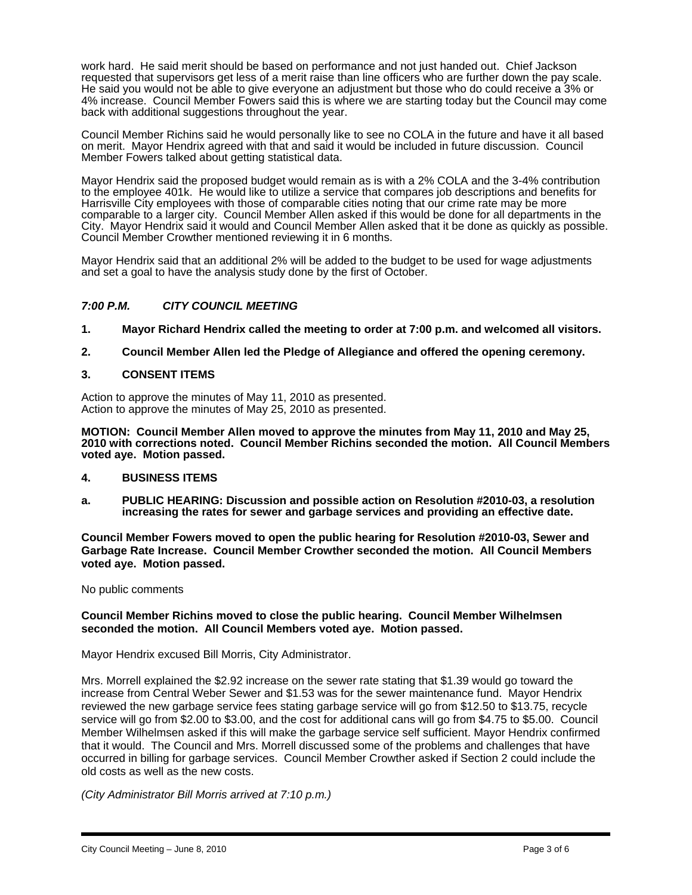work hard. He said merit should be based on performance and not just handed out. Chief Jackson requested that supervisors get less of a merit raise than line officers who are further down the pay scale. He said you would not be able to give everyone an adjustment but those who do could receive a 3% or 4% increase. Council Member Fowers said this is where we are starting today but the Council may come back with additional suggestions throughout the year.

Council Member Richins said he would personally like to see no COLA in the future and have it all based on merit. Mayor Hendrix agreed with that and said it would be included in future discussion. Council Member Fowers talked about getting statistical data.

Mayor Hendrix said the proposed budget would remain as is with a 2% COLA and the 3-4% contribution to the employee 401k. He would like to utilize a service that compares job descriptions and benefits for Harrisville City employees with those of comparable cities noting that our crime rate may be more comparable to a larger city. Council Member Allen asked if this would be done for all departments in the City. Mayor Hendrix said it would and Council Member Allen asked that it be done as quickly as possible. Council Member Crowther mentioned reviewing it in 6 months.

Mayor Hendrix said that an additional 2% will be added to the budget to be used for wage adjustments and set a goal to have the analysis study done by the first of October.

### *7:00 P.M. CITY COUNCIL MEETING*

**1. Mayor Richard Hendrix called the meeting to order at 7:00 p.m. and welcomed all visitors.**

**2. Council Member Allen led the Pledge of Allegiance and offered the opening ceremony.**

**3. CONSENT ITEMS**

Action to approve the minutes of May 11, 2010 as presented.
Action to approve the minutes of May 25, 2010 as presented.

**MOTION: Council Member Allen moved to approve the minutes from May 11, 2010 and May 25, 2010 with corrections noted. Council Member Richins seconded the motion. All Council Members voted aye. Motion passed.**

**4. BUSINESS ITEMS**

**a. PUBLIC HEARING: Discussion and possible action on Resolution #2010-03, a resolution increasing the rates for sewer and garbage services and providing an effective date.**

**Council Member Fowers moved to open the public hearing for Resolution #2010-03, Sewer and Garbage Rate Increase. Council Member Crowther seconded the motion. All Council Members voted aye. Motion passed.**

No public comments

**Council Member Richins moved to close the public hearing. Council Member Wilhelmsen seconded the motion. All Council Members voted aye. Motion passed.**

Mayor Hendrix excused Bill Morris, City Administrator.

Mrs. Morrell explained the $2.92 increase on the sewer rate stating that $1.39 would go toward the increase from Central Weber Sewer and $1.53 was for the sewer maintenance fund. Mayor Hendrix reviewed the new garbage service fees stating garbage service will go from $12.50 to $13.75, recycle service will go from $2.00 to $3.00, and the cost for additional cans will go from $4.75 to $5.00. Council Member Wilhelmsen asked if this will make the garbage service self sufficient. Mayor Hendrix confirmed that it would. The Council and Mrs. Morrell discussed some of the problems and challenges that have occurred in billing for garbage services. Council Member Crowther asked if Section 2 could include the old costs as well as the new costs.

*(City Administrator Bill Morris arrived at 7:10 p.m.)*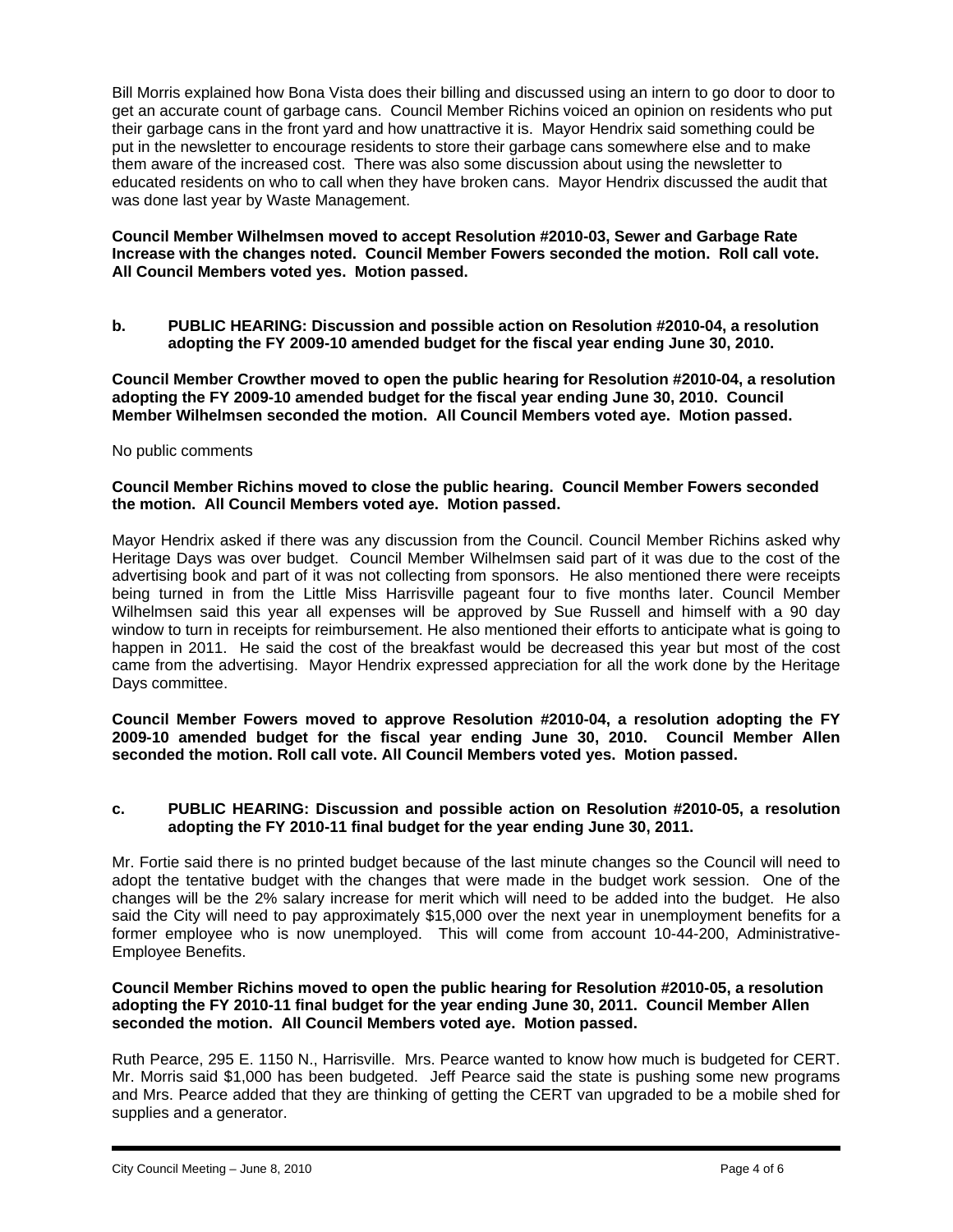Bill Morris explained how Bona Vista does their billing and discussed using an intern to go door to door to get an accurate count of garbage cans. Council Member Richins voiced an opinion on residents who put their garbage cans in the front yard and how unattractive it is. Mayor Hendrix said something could be put in the newsletter to encourage residents to store their garbage cans somewhere else and to make them aware of the increased cost. There was also some discussion about using the newsletter to educated residents on who to call when they have broken cans. Mayor Hendrix discussed the audit that was done last year by Waste Management.

**Council Member Wilhelmsen moved to accept Resolution #2010-03, Sewer and Garbage Rate Increase with the changes noted. Council Member Fowers seconded the motion. Roll call vote. All Council Members voted yes. Motion passed.**

**b. PUBLIC HEARING: Discussion and possible action on Resolution #2010-04, a resolution adopting the FY 2009-10 amended budget for the fiscal year ending June 30, 2010.**

**Council Member Crowther moved to open the public hearing for Resolution #2010-04, a resolution adopting the FY 2009-10 amended budget for the fiscal year ending June 30, 2010. Council Member Wilhelmsen seconded the motion. All Council Members voted aye. Motion passed.**

No public comments

**Council Member Richins moved to close the public hearing. Council Member Fowers seconded the motion. All Council Members voted aye. Motion passed.**

Mayor Hendrix asked if there was any discussion from the Council. Council Member Richins asked why Heritage Days was over budget. Council Member Wilhelmsen said part of it was due to the cost of the advertising book and part of it was not collecting from sponsors. He also mentioned there were receipts being turned in from the Little Miss Harrisville pageant four to five months later. Council Member Wilhelmsen said this year all expenses will be approved by Sue Russell and himself with a 90 day window to turn in receipts for reimbursement. He also mentioned their efforts to anticipate what is going to happen in 2011. He said the cost of the breakfast would be decreased this year but most of the cost came from the advertising. Mayor Hendrix expressed appreciation for all the work done by the Heritage Days committee.

**Council Member Fowers moved to approve Resolution #2010-04, a resolution adopting the FY 2009-10 amended budget for the fiscal year ending June 30, 2010. Council Member Allen seconded the motion. Roll call vote. All Council Members voted yes. Motion passed.**

**c. PUBLIC HEARING: Discussion and possible action on Resolution #2010-05, a resolution adopting the FY 2010-11 final budget for the year ending June 30, 2011.**

Mr. Fortie said there is no printed budget because of the last minute changes so the Council will need to adopt the tentative budget with the changes that were made in the budget work session. One of the changes will be the 2% salary increase for merit which will need to be added into the budget. He also said the City will need to pay approximately $15,000 over the next year in unemployment benefits for a former employee who is now unemployed. This will come from account 10-44-200, Administrative-Employee Benefits.

**Council Member Richins moved to open the public hearing for Resolution #2010-05, a resolution adopting the FY 2010-11 final budget for the year ending June 30, 2011. Council Member Allen seconded the motion. All Council Members voted aye. Motion passed.**

Ruth Pearce, 295 E. 1150 N., Harrisville. Mrs. Pearce wanted to know how much is budgeted for CERT. Mr. Morris said $1,000 has been budgeted. Jeff Pearce said the state is pushing some new programs and Mrs. Pearce added that they are thinking of getting the CERT van upgraded to be a mobile shed for supplies and a generator.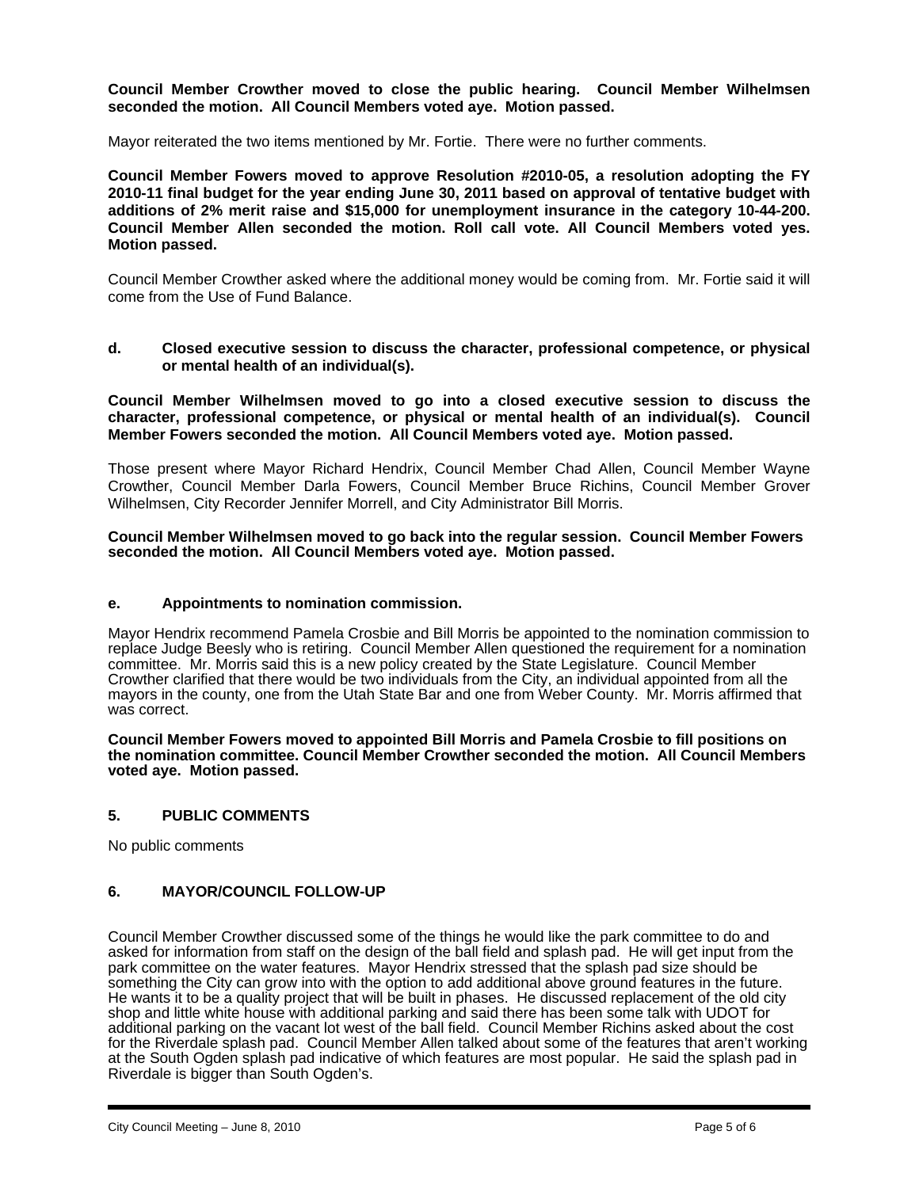**Council Member Crowther moved to close the public hearing. Council Member Wilhelmsen seconded the motion. All Council Members voted aye. Motion passed.**

Mayor reiterated the two items mentioned by Mr. Fortie. There were no further comments.

**Council Member Fowers moved to approve Resolution #2010-05, a resolution adopting the FY 2010-11 final budget for the year ending June 30, 2011 based on approval of tentative budget with additions of 2% merit raise and $15,000 for unemployment insurance in the category 10-44-200. Council Member Allen seconded the motion. Roll call vote. All Council Members voted yes. Motion passed.**

Council Member Crowther asked where the additional money would be coming from. Mr. Fortie said it will come from the Use of Fund Balance.

**d. Closed executive session to discuss the character, professional competence, or physical or mental health of an individual(s).**

**Council Member Wilhelmsen moved to go into a closed executive session to discuss the character, professional competence, or physical or mental health of an individual(s). Council Member Fowers seconded the motion. All Council Members voted aye. Motion passed.**

Those present where Mayor Richard Hendrix, Council Member Chad Allen, Council Member Wayne Crowther, Council Member Darla Fowers, Council Member Bruce Richins, Council Member Grover Wilhelmsen, City Recorder Jennifer Morrell, and City Administrator Bill Morris.

**Council Member Wilhelmsen moved to go back into the regular session. Council Member Fowers seconded the motion. All Council Members voted aye. Motion passed.**

**e. Appointments to nomination commission.**

Mayor Hendrix recommend Pamela Crosbie and Bill Morris be appointed to the nomination commission to replace Judge Beesly who is retiring. Council Member Allen questioned the requirement for a nomination committee. Mr. Morris said this is a new policy created by the State Legislature. Council Member Crowther clarified that there would be two individuals from the City, an individual appointed from all the mayors in the county, one from the Utah State Bar and one from Weber County. Mr. Morris affirmed that was correct.

**Council Member Fowers moved to appointed Bill Morris and Pamela Crosbie to fill positions on the nomination committee. Council Member Crowther seconded the motion. All Council Members voted aye. Motion passed.**

## 5. PUBLIC COMMENTS

No public comments

## 6. MAYOR/COUNCIL FOLLOW-UP

Council Member Crowther discussed some of the things he would like the park committee to do and asked for information from staff on the design of the ball field and splash pad. He will get input from the park committee on the water features. Mayor Hendrix stressed that the splash pad size should be something the City can grow into with the option to add additional above ground features in the future. He wants it to be a quality project that will be built in phases. He discussed replacement of the old city shop and little white house with additional parking and said there has been some talk with UDOT for additional parking on the vacant lot west of the ball field. Council Member Richins asked about the cost for the Riverdale splash pad. Council Member Allen talked about some of the features that aren't working at the South Ogden splash pad indicative of which features are most popular. He said the splash pad in Riverdale is bigger than South Ogden's.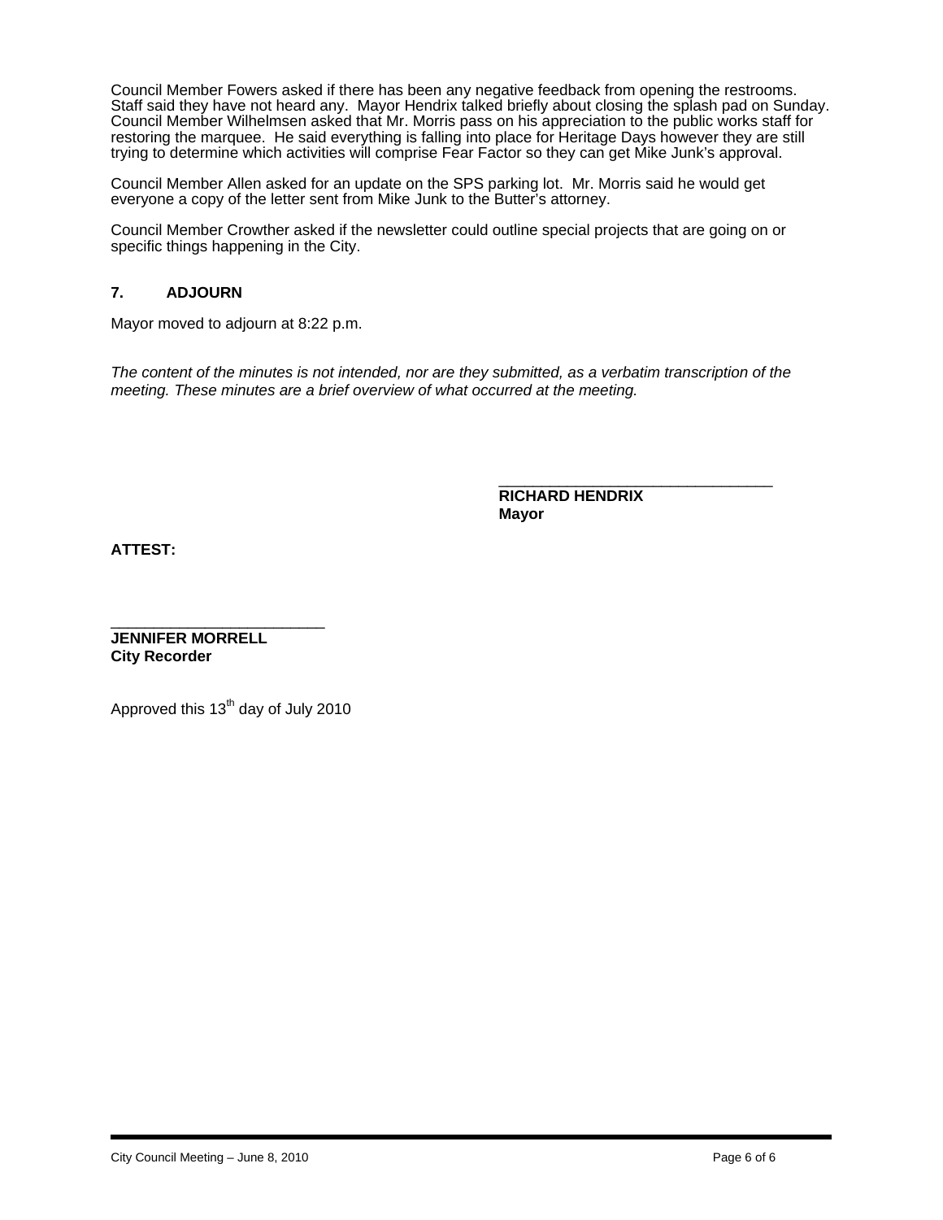Council Member Fowers asked if there has been any negative feedback from opening the restrooms. Staff said they have not heard any. Mayor Hendrix talked briefly about closing the splash pad on Sunday. Council Member Wilhelmsen asked that Mr. Morris pass on his appreciation to the public works staff for restoring the marquee. He said everything is falling into place for Heritage Days however they are still trying to determine which activities will comprise Fear Factor so they can get Mike Junk's approval.

Council Member Allen asked for an update on the SPS parking lot. Mr. Morris said he would get everyone a copy of the letter sent from Mike Junk to the Butter's attorney.

Council Member Crowther asked if the newsletter could outline special projects that are going on or specific things happening in the City.

## 7. ADJOURN

Mayor moved to adjourn at 8:22 p.m.

*The content of the minutes is not intended, nor are they submitted, as a verbatim transcription of the meeting. These minutes are a brief overview of what occurred at the meeting.*

\_\_\_\_\_\_\_\_\_\_\_\_\_\_\_\_\_\_\_\_\_\_\_\_\_\_\_\_\_\_\_\_
**RICHARD HENDRIX**
**Mayor**

**ATTEST:**

\_\_\_\_\_\_\_\_\_\_\_\_\_\_\_\_\_\_\_\_\_\_\_\_\_
**JENNIFER MORRELL**
**City Recorder**

Approved this 13th day of July 2010